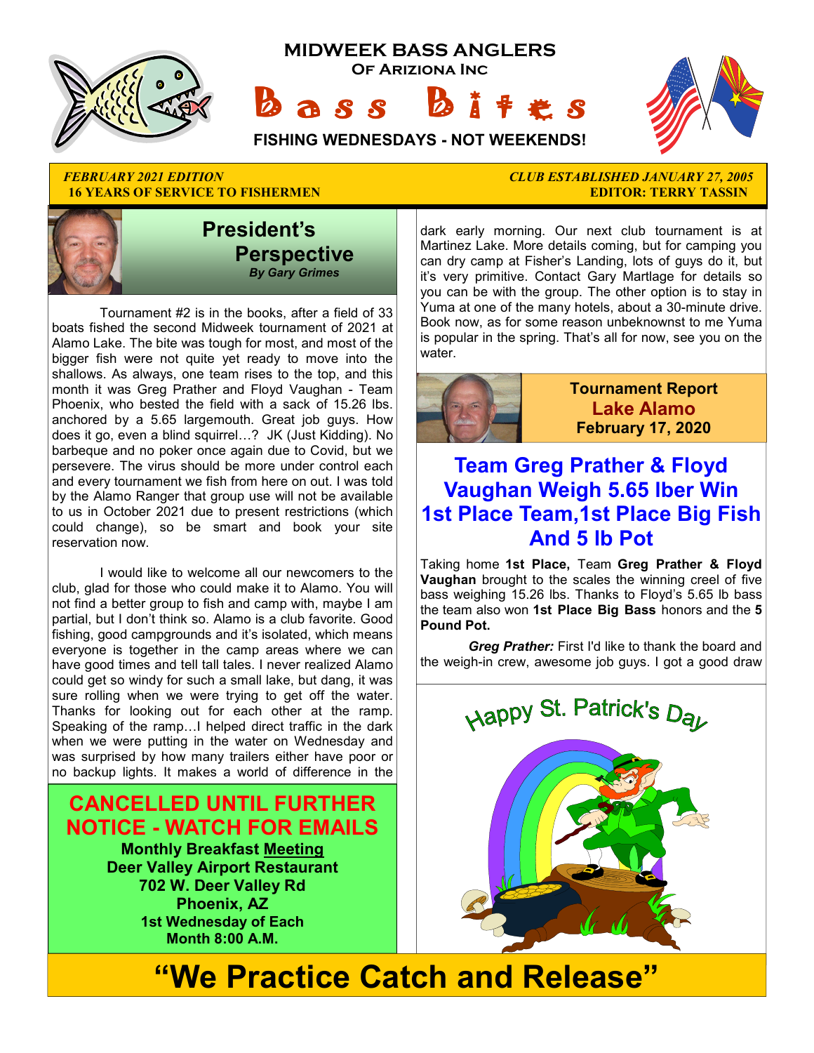# MIDWEEK BASS ANGLERS

## Of Arizona Inc

# Bass Bites

**FISHING WEDNESDAYS - NOT WEEKENDS!**

*FEBRUARY 2021 EDITION* — *CLUB ESTABLISHED JANUARY 27, 2005*

**16 YEARS OF SERVICE TO FISHERMEN** — **EDITOR: TERRY TASSIN**

## President's Perspective

***By Gary Grimes***

Tournament #2 is in the books, after a field of 33 boats fished the second Midweek tournament of 2021 at Alamo Lake. The bite was tough for most, and most of the bigger fish were not quite yet ready to move into the shallows. As always, one team rises to the top, and this month it was Greg Prather and Floyd Vaughan - Team Phoenix, who bested the field with a sack of 15.26 lbs. anchored by a 5.65 largemouth. Great job guys. How does it go, even a blind squirrel…? JK (Just Kidding). No barbeque and no poker once again due to Covid, but we persevere. The virus should be more under control each and every tournament we fish from here on out. I was told by the Alamo Ranger that group use will not be available to us in October 2021 due to present restrictions (which could change), so be smart and book your site reservation now.

I would like to welcome all our newcomers to the club, glad for those who could make it to Alamo. You will not find a better group to fish and camp with, maybe I am partial, but I don't think so. Alamo is a club favorite. Good fishing, good campgrounds and it's isolated, which means everyone is together in the camp areas where we can have good times and tell tall tales. I never realized Alamo could get so windy for such a small lake, but dang, it was sure rolling when we were trying to get off the water. Thanks for looking out for each other at the ramp. Speaking of the ramp…I helped direct traffic in the dark when we were putting in the water on Wednesday and was surprised by how many trailers either have poor or no backup lights. It makes a world of difference in the dark early morning. Our next club tournament is at Martinez Lake. More details coming, but for camping you can dry camp at Fisher's Landing, lots of guys do it, but it's very primitive. Contact Gary Martlage for details so you can be with the group. The other option is to stay in Yuma at one of the many hotels, about a 30-minute drive. Book now, as for some reason unbeknownst to me Yuma is popular in the spring. That's all for now, see you on the water.

**CANCELLED UNTIL FURTHER NOTICE - WATCH FOR EMAILS**

**Monthly Breakfast Meeting**
**Deer Valley Airport Restaurant**
**702 W. Deer Valley Rd**
**Phoenix, AZ**
**1st Wednesday of Each Month 8:00 A.M.**

## Tournament Report
## Lake Alamo
**February 17, 2020**

## Team Greg Prather & Floyd Vaughan Weigh 5.65 lber Win 1st Place Team,1st Place Big Fish And 5 lb Pot

Taking home **1st Place,** Team **Greg Prather & Floyd Vaughan** brought to the scales the winning creel of five bass weighing 15.26 lbs. Thanks to Floyd's 5.65 lb bass the team also won **1st Place Big Bass** honors and the **5 Pound Pot.**

***Greg Prather:*** First I'd like to thank the board and the weigh-in crew, awesome job guys. I got a good draw

Happy St. Patrick's Day

# "We Practice Catch and Release"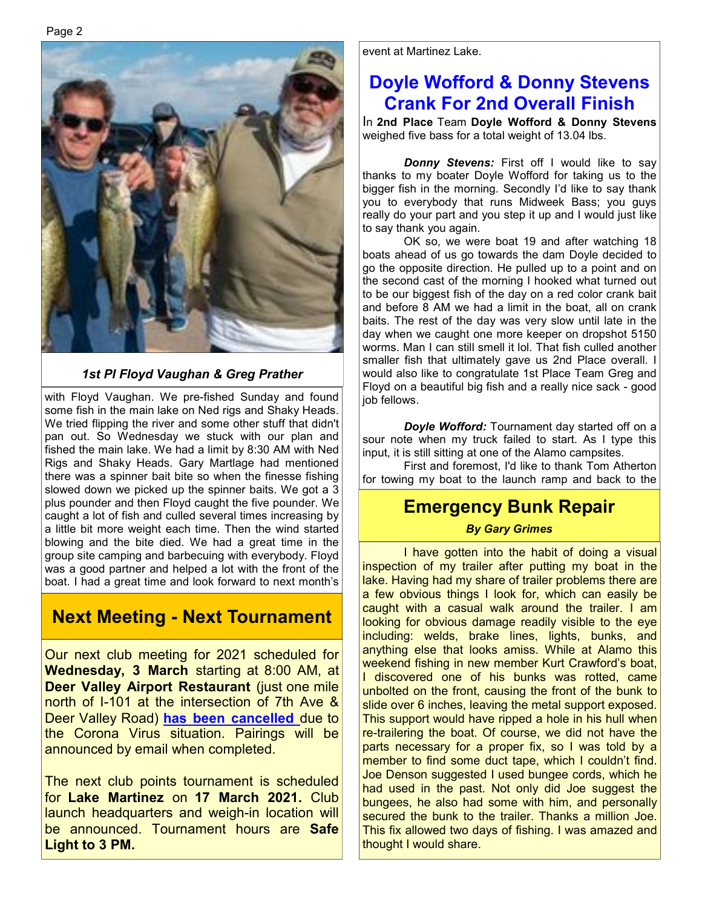*1st Pl Floyd Vaughan & Greg Prather*

with Floyd Vaughan. We pre-fished Sunday and found some fish in the main lake on Ned rigs and Shaky Heads. We tried flipping the river and some other stuff that didn't pan out. So Wednesday we stuck with our plan and fished the main lake. We had a limit by 8:30 AM with Ned Rigs and Shaky Heads. Gary Martlage had mentioned there was a spinner bait bite so when the finesse fishing slowed down we picked up the spinner baits. We got a 3 plus pounder and then Floyd caught the five pounder. We caught a lot of fish and culled several times increasing by a little bit more weight each time. Then the wind started blowing and the bite died. We had a great time in the group site camping and barbecuing with everybody. Floyd was a good partner and helped a lot with the front of the boat. I had a great time and look forward to next month's event at Martinez Lake.

## Next Meeting - Next Tournament

Our next club meeting for 2021 scheduled for **Wednesday, 3 March** starting at 8:00 AM, at **Deer Valley Airport Restaurant** (just one mile north of I-101 at the intersection of 7th Ave & Deer Valley Road) **has been cancelled** due to the Corona Virus situation. Pairings will be announced by email when completed.

The next club points tournament is scheduled for **Lake Martinez** on **17 March 2021.** Club launch headquarters and weigh-in location will be announced. Tournament hours are **Safe Light to 3 PM.**

## Doyle Wofford & Donny Stevens Crank For 2nd Overall Finish

In **2nd Place** Team **Doyle Wofford & Donny Stevens** weighed five bass for a total weight of 13.04 lbs.

***Donny Stevens:*** First off I would like to say thanks to my boater Doyle Wofford for taking us to the bigger fish in the morning. Secondly I'd like to say thank you to everybody that runs Midweek Bass; you guys really do your part and you step it up and I would just like to say thank you again.

OK so, we were boat 19 and after watching 18 boats ahead of us go towards the dam Doyle decided to go the opposite direction. He pulled up to a point and on the second cast of the morning I hooked what turned out to be our biggest fish of the day on a red color crank bait and before 8 AM we had a limit in the boat, all on crank baits. The rest of the day was very slow until late in the day when we caught one more keeper on dropshot 5150 worms. Man I can still smell it lol. That fish culled another smaller fish that ultimately gave us 2nd Place overall. I would also like to congratulate 1st Place Team Greg and Floyd on a beautiful big fish and a really nice sack - good job fellows.

***Doyle Wofford:*** Tournament day started off on a sour note when my truck failed to start. As I type this input, it is still sitting at one of the Alamo campsites.

First and foremost, I'd like to thank Tom Atherton for towing my boat to the launch ramp and back to the

## Emergency Bunk Repair

***By Gary Grimes***

I have gotten into the habit of doing a visual inspection of my trailer after putting my boat in the lake. Having had my share of trailer problems there are a few obvious things I look for, which can easily be caught with a casual walk around the trailer. I am looking for obvious damage readily visible to the eye including: welds, brake lines, lights, bunks, and anything else that looks amiss. While at Alamo this weekend fishing in new member Kurt Crawford's boat, I discovered one of his bunks was rotted, came unbolted on the front, causing the front of the bunk to slide over 6 inches, leaving the metal support exposed. This support would have ripped a hole in his hull when re-trailering the boat. Of course, we did not have the parts necessary for a proper fix, so I was told by a member to find some duct tape, which I couldn't find. Joe Denson suggested I used bungee cords, which he had used in the past. Not only did Joe suggest the bungees, he also had some with him, and personally secured the bunk to the trailer. Thanks a million Joe. This fix allowed two days of fishing. I was amazed and thought I would share.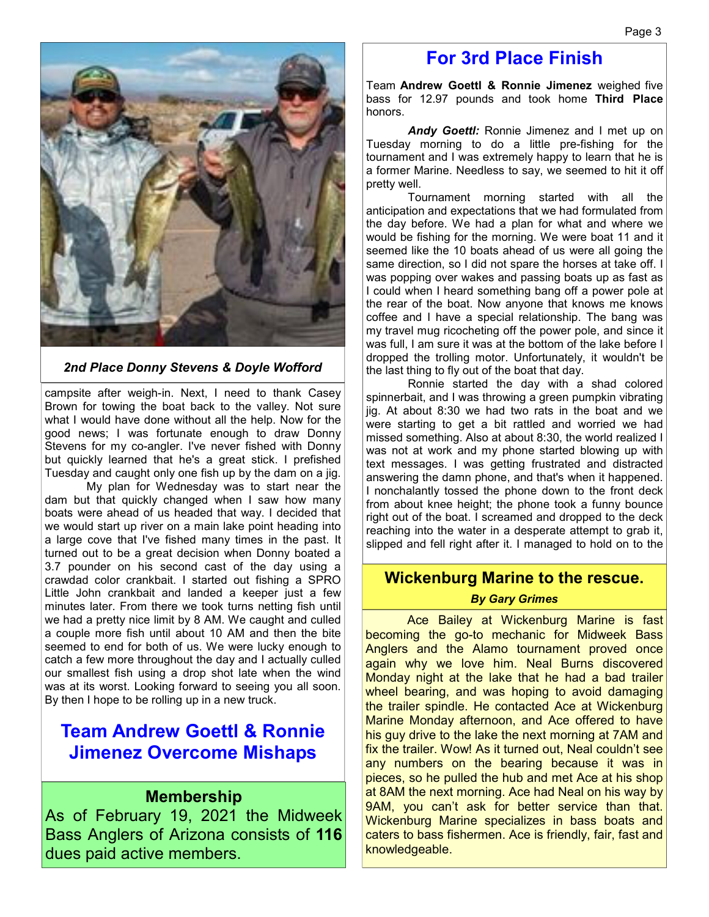*2nd Place Donny Stevens & Doyle Wofford*

campsite after weigh-in. Next, I need to thank Casey Brown for towing the boat back to the valley. Not sure what I would have done without all the help. Now for the good news; I was fortunate enough to draw Donny Stevens for my co-angler. I've never fished with Donny but quickly learned that he's a great stick. I prefished Tuesday and caught only one fish up by the dam on a jig.

My plan for Wednesday was to start near the dam but that quickly changed when I saw how many boats were ahead of us headed that way. I decided that we would start up river on a main lake point heading into a large cove that I've fished many times in the past. It turned out to be a great decision when Donny boated a 3.7 pounder on his second cast of the day using a crawdad color crankbait. I started out fishing a SPRO Little John crankbait and landed a keeper just a few minutes later. From there we took turns netting fish until we had a pretty nice limit by 8 AM. We caught and culled a couple more fish until about 10 AM and then the bite seemed to end for both of us. We were lucky enough to catch a few more throughout the day and I actually culled our smallest fish using a drop shot late when the wind was at its worst. Looking forward to seeing you all soon. By then I hope to be rolling up in a new truck.

## Team Andrew Goettl & Ronnie Jimenez Overcome Mishaps

## For 3rd Place Finish

Team **Andrew Goettl & Ronnie Jimenez** weighed five bass for 12.97 pounds and took home **Third Place** honors.

***Andy Goettl:*** Ronnie Jimenez and I met up on Tuesday morning to do a little pre-fishing for the tournament and I was extremely happy to learn that he is a former Marine. Needless to say, we seemed to hit it off pretty well.

Tournament morning started with all the anticipation and expectations that we had formulated from the day before. We had a plan for what and where we would be fishing for the morning. We were boat 11 and it seemed like the 10 boats ahead of us were all going the same direction, so I did not spare the horses at take off. I was popping over wakes and passing boats up as fast as I could when I heard something bang off a power pole at the rear of the boat. Now anyone that knows me knows coffee and I have a special relationship. The bang was my travel mug ricocheting off the power pole, and since it was full, I am sure it was at the bottom of the lake before I dropped the trolling motor. Unfortunately, it wouldn't be the last thing to fly out of the boat that day.

Ronnie started the day with a shad colored spinnerbait, and I was throwing a green pumpkin vibrating jig. At about 8:30 we had two rats in the boat and we were starting to get a bit rattled and worried we had missed something. Also at about 8:30, the world realized I was not at work and my phone started blowing up with text messages. I was getting frustrated and distracted answering the damn phone, and that's when it happened. I nonchalantly tossed the phone down to the front deck from about knee height; the phone took a funny bounce right out of the boat. I screamed and dropped to the deck reaching into the water in a desperate attempt to grab it, slipped and fell right after it. I managed to hold on to the

## Membership

As of February 19, 2021 the Midweek Bass Anglers of Arizona consists of **116** dues paid active members.

## Wickenburg Marine to the rescue.

***By Gary Grimes***

Ace Bailey at Wickenburg Marine is fast becoming the go-to mechanic for Midweek Bass Anglers and the Alamo tournament proved once again why we love him. Neal Burns discovered Monday night at the lake that he had a bad trailer wheel bearing, and was hoping to avoid damaging the trailer spindle. He contacted Ace at Wickenburg Marine Monday afternoon, and Ace offered to have his guy drive to the lake the next morning at 7AM and fix the trailer. Wow! As it turned out, Neal couldn't see any numbers on the bearing because it was in pieces, so he pulled the hub and met Ace at his shop at 8AM the next morning. Ace had Neal on his way by 9AM, you can't ask for better service than that. Wickenburg Marine specializes in bass boats and caters to bass fishermen. Ace is friendly, fair, fast and knowledgeable.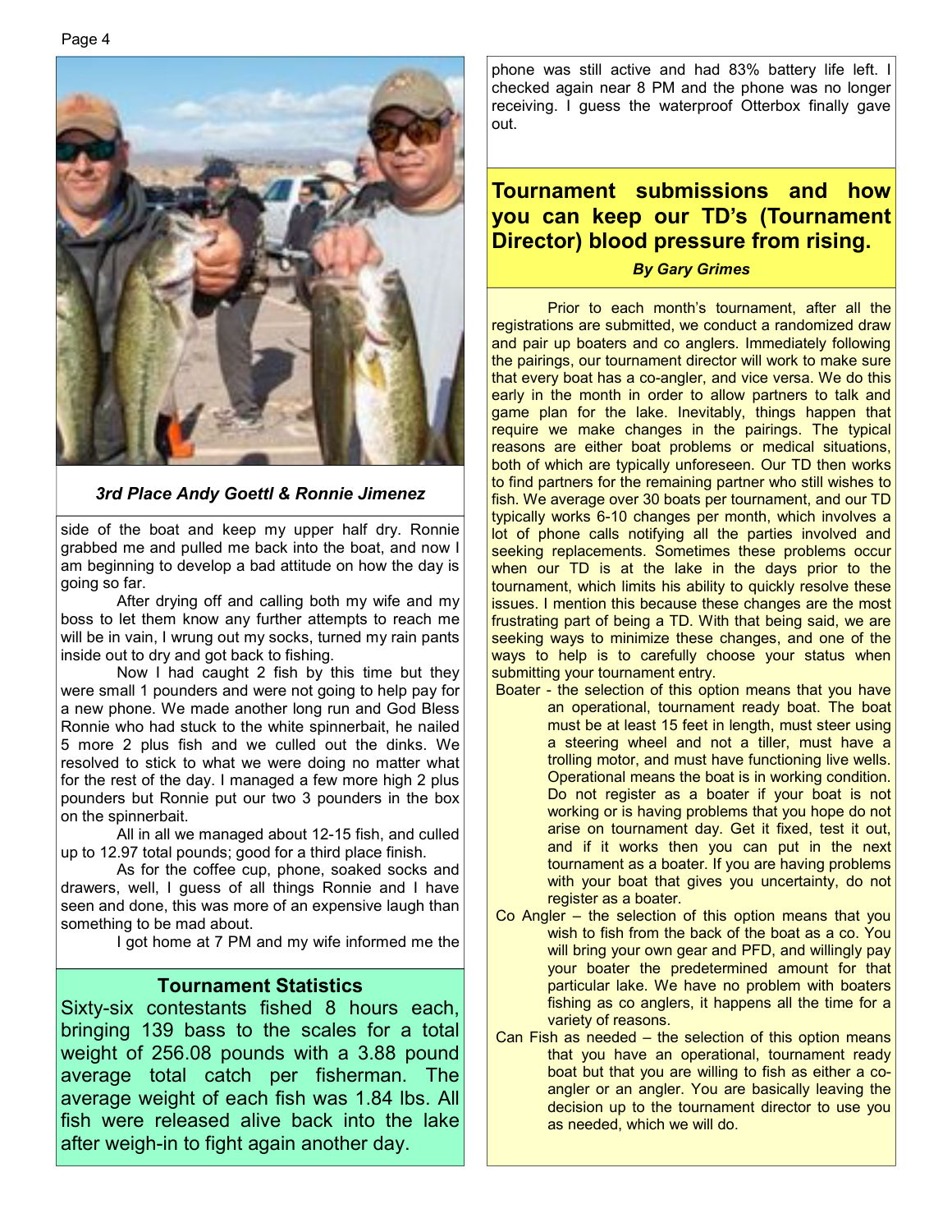*3rd Place Andy Goettl & Ronnie Jimenez*

side of the boat and keep my upper half dry. Ronnie grabbed me and pulled me back into the boat, and now I am beginning to develop a bad attitude on how the day is going so far.

After drying off and calling both my wife and my boss to let them know any further attempts to reach me will be in vain, I wrung out my socks, turned my rain pants inside out to dry and got back to fishing.

Now I had caught 2 fish by this time but they were small 1 pounders and were not going to help pay for a new phone. We made another long run and God Bless Ronnie who had stuck to the white spinnerbait, he nailed 5 more 2 plus fish and we culled out the dinks. We resolved to stick to what we were doing no matter what for the rest of the day. I managed a few more high 2 plus pounders but Ronnie put our two 3 pounders in the box on the spinnerbait.

All in all we managed about 12-15 fish, and culled up to 12.97 total pounds; good for a third place finish.

As for the coffee cup, phone, soaked socks and drawers, well, I guess of all things Ronnie and I have seen and done, this was more of an expensive laugh than something to be mad about.

I got home at 7 PM and my wife informed me the phone was still active and had 83% battery life left. I checked again near 8 PM and the phone was no longer receiving. I guess the waterproof Otterbox finally gave out.

## Tournament Statistics

Sixty-six contestants fished 8 hours each, bringing 139 bass to the scales for a total weight of 256.08 pounds with a 3.88 pound average total catch per fisherman. The average weight of each fish was 1.84 lbs. All fish were released alive back into the lake after weigh-in to fight again another day.

## Tournament submissions and how you can keep our TD's (Tournament Director) blood pressure from rising.

***By Gary Grimes***

Prior to each month's tournament, after all the registrations are submitted, we conduct a randomized draw and pair up boaters and co anglers. Immediately following the pairings, our tournament director will work to make sure that every boat has a co-angler, and vice versa. We do this early in the month in order to allow partners to talk and game plan for the lake. Inevitably, things happen that require we make changes in the pairings. The typical reasons are either boat problems or medical situations, both of which are typically unforeseen. Our TD then works to find partners for the remaining partner who still wishes to fish. We average over 30 boats per tournament, and our TD typically works 6-10 changes per month, which involves a lot of phone calls notifying all the parties involved and seeking replacements. Sometimes these problems occur when our TD is at the lake in the days prior to the tournament, which limits his ability to quickly resolve these issues. I mention this because these changes are the most frustrating part of being a TD. With that being said, we are seeking ways to minimize these changes, and one of the ways to help is to carefully choose your status when submitting your tournament entry.

- Boater - the selection of this option means that you have an operational, tournament ready boat. The boat must be at least 15 feet in length, must steer using a steering wheel and not a tiller, must have a trolling motor, and must have functioning live wells. Operational means the boat is in working condition. Do not register as a boater if your boat is not working or is having problems that you hope do not arise on tournament day. Get it fixed, test it out, and if it works then you can put in the next tournament as a boater. If you are having problems with your boat that gives you uncertainty, do not register as a boater.
- Co Angler – the selection of this option means that you wish to fish from the back of the boat as a co. You will bring your own gear and PFD, and willingly pay your boater the predetermined amount for that particular lake. We have no problem with boaters fishing as co anglers, it happens all the time for a variety of reasons.
- Can Fish as needed – the selection of this option means that you have an operational, tournament ready boat but that you are willing to fish as either a co-angler or an angler. You are basically leaving the decision up to the tournament director to use you as needed, which we will do.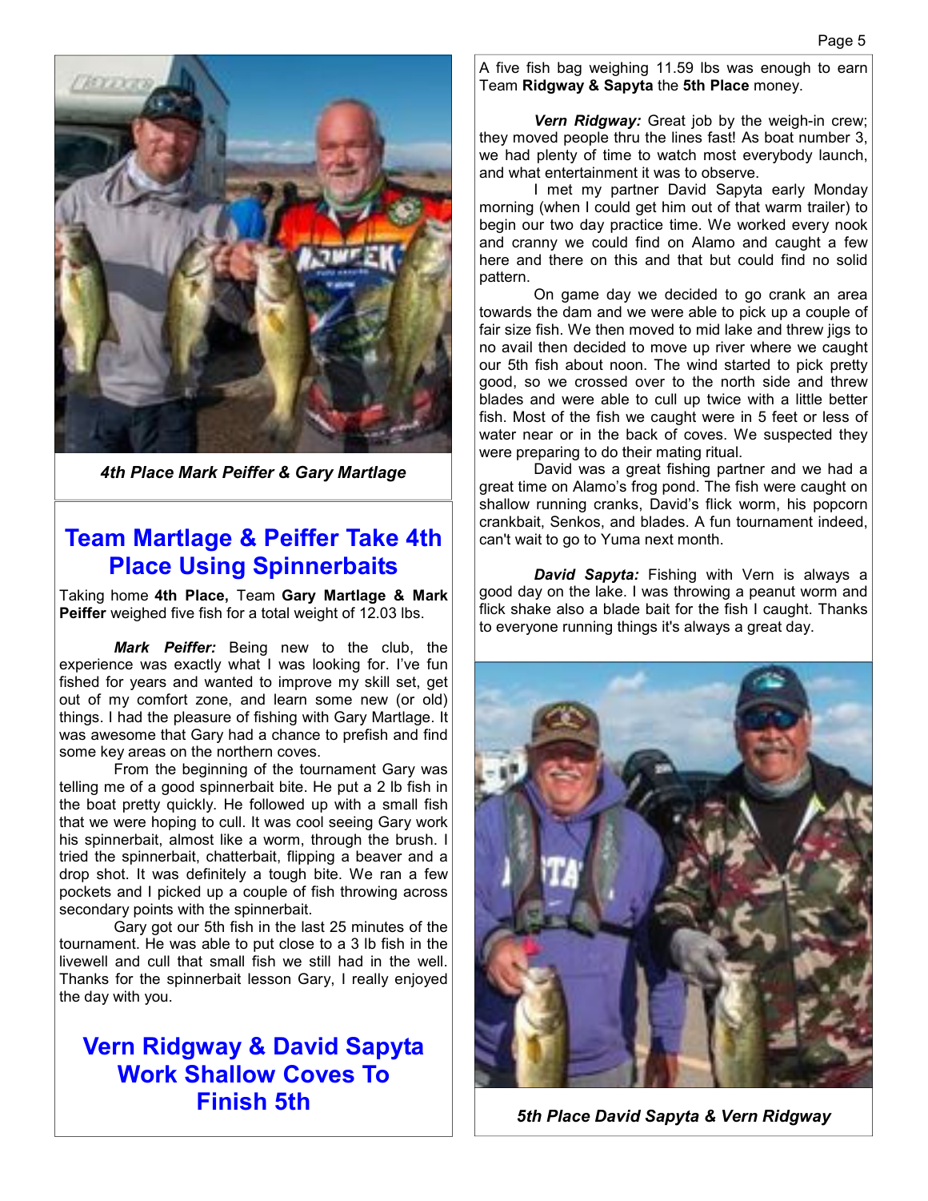4th Place Mark Peiffer & Gary Martlage

## Team Martlage & Peiffer Take 4th Place Using Spinnerbaits

Taking home **4th Place,** Team **Gary Martlage & Mark Peiffer** weighed five fish for a total weight of 12.03 lbs.

***Mark Peiffer:*** Being new to the club, the experience was exactly what I was looking for. I've fun fished for years and wanted to improve my skill set, get out of my comfort zone, and learn some new (or old) things. I had the pleasure of fishing with Gary Martlage. It was awesome that Gary had a chance to prefish and find some key areas on the northern coves.

From the beginning of the tournament Gary was telling me of a good spinnerbait bite. He put a 2 lb fish in the boat pretty quickly. He followed up with a small fish that we were hoping to cull. It was cool seeing Gary work his spinnerbait, almost like a worm, through the brush. I tried the spinnerbait, chatterbait, flipping a beaver and a drop shot. It was definitely a tough bite. We ran a few pockets and I picked up a couple of fish throwing across secondary points with the spinnerbait.

Gary got our 5th fish in the last 25 minutes of the tournament. He was able to put close to a 3 lb fish in the livewell and cull that small fish we still had in the well. Thanks for the spinnerbait lesson Gary, I really enjoyed the day with you.

## Vern Ridgway & David Sapyta Work Shallow Coves To Finish 5th

A five fish bag weighing 11.59 lbs was enough to earn Team **Ridgway & Sapyta** the **5th Place** money.

***Vern Ridgway:*** Great job by the weigh-in crew; they moved people thru the lines fast! As boat number 3, we had plenty of time to watch most everybody launch, and what entertainment it was to observe.

I met my partner David Sapyta early Monday morning (when I could get him out of that warm trailer) to begin our two day practice time. We worked every nook and cranny we could find on Alamo and caught a few here and there on this and that but could find no solid pattern.

On game day we decided to go crank an area towards the dam and we were able to pick up a couple of fair size fish. We then moved to mid lake and threw jigs to no avail then decided to move up river where we caught our 5th fish about noon. The wind started to pick pretty good, so we crossed over to the north side and threw blades and were able to cull up twice with a little better fish. Most of the fish we caught were in 5 feet or less of water near or in the back of coves. We suspected they were preparing to do their mating ritual.

David was a great fishing partner and we had a great time on Alamo's frog pond. The fish were caught on shallow running cranks, David's flick worm, his popcorn crankbait, Senkos, and blades. A fun tournament indeed, can't wait to go to Yuma next month.

***David Sapyta:*** Fishing with Vern is always a good day on the lake. I was throwing a peanut worm and flick shake also a blade bait for the fish I caught. Thanks to everyone running things it's always a great day.

5th Place David Sapyta & Vern Ridgway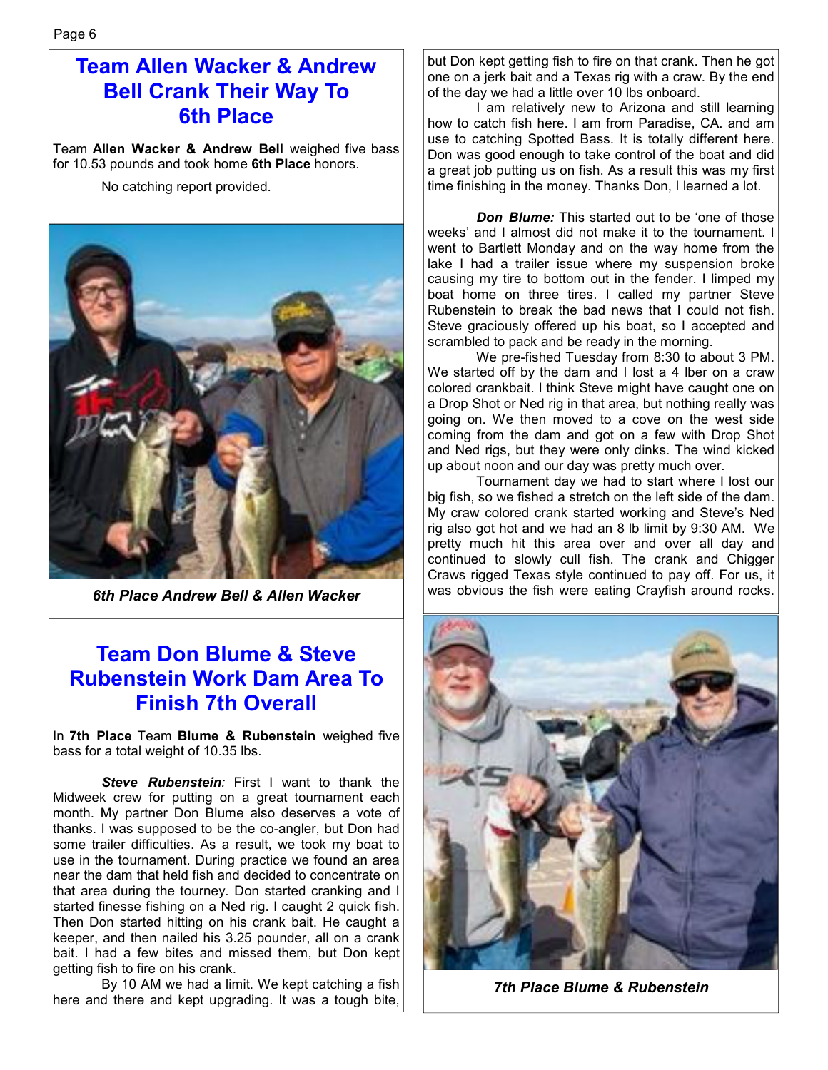## Team Allen Wacker & Andrew Bell Crank Their Way To 6th Place

Team **Allen Wacker & Andrew Bell** weighed five bass for 10.53 pounds and took home **6th Place** honors.

No catching report provided.

*6th Place Andrew Bell & Allen Wacker*

## Team Don Blume & Steve Rubenstein Work Dam Area To Finish 7th Overall

In **7th Place** Team **Blume & Rubenstein** weighed five bass for a total weight of 10.35 lbs.

***Steve Rubenstein****:* First I want to thank the Midweek crew for putting on a great tournament each month. My partner Don Blume also deserves a vote of thanks. I was supposed to be the co-angler, but Don had some trailer difficulties. As a result, we took my boat to use in the tournament. During practice we found an area near the dam that held fish and decided to concentrate on that area during the tourney. Don started cranking and I started finesse fishing on a Ned rig. I caught 2 quick fish. Then Don started hitting on his crank bait. He caught a keeper, and then nailed his 3.25 pounder, all on a crank bait. I had a few bites and missed them, but Don kept getting fish to fire on his crank.

By 10 AM we had a limit. We kept catching a fish here and there and kept upgrading. It was a tough bite, but Don kept getting fish to fire on that crank. Then he got one on a jerk bait and a Texas rig with a craw. By the end of the day we had a little over 10 lbs onboard.

I am relatively new to Arizona and still learning how to catch fish here. I am from Paradise, CA. and am use to catching Spotted Bass. It is totally different here. Don was good enough to take control of the boat and did a great job putting us on fish. As a result this was my first time finishing in the money. Thanks Don, I learned a lot.

***Don Blume:*** This started out to be 'one of those weeks' and I almost did not make it to the tournament. I went to Bartlett Monday and on the way home from the lake I had a trailer issue where my suspension broke causing my tire to bottom out in the fender. I limped my boat home on three tires. I called my partner Steve Rubenstein to break the bad news that I could not fish. Steve graciously offered up his boat, so I accepted and scrambled to pack and be ready in the morning.

We pre-fished Tuesday from 8:30 to about 3 PM. We started off by the dam and I lost a 4 lber on a craw colored crankbait. I think Steve might have caught one on a Drop Shot or Ned rig in that area, but nothing really was going on. We then moved to a cove on the west side coming from the dam and got on a few with Drop Shot and Ned rigs, but they were only dinks. The wind kicked up about noon and our day was pretty much over.

Tournament day we had to start where I lost our big fish, so we fished a stretch on the left side of the dam. My craw colored crank started working and Steve's Ned rig also got hot and we had an 8 lb limit by 9:30 AM. We pretty much hit this area over and over all day and continued to slowly cull fish. The crank and Chigger Craws rigged Texas style continued to pay off. For us, it was obvious the fish were eating Crayfish around rocks.

*7th Place Blume & Rubenstein*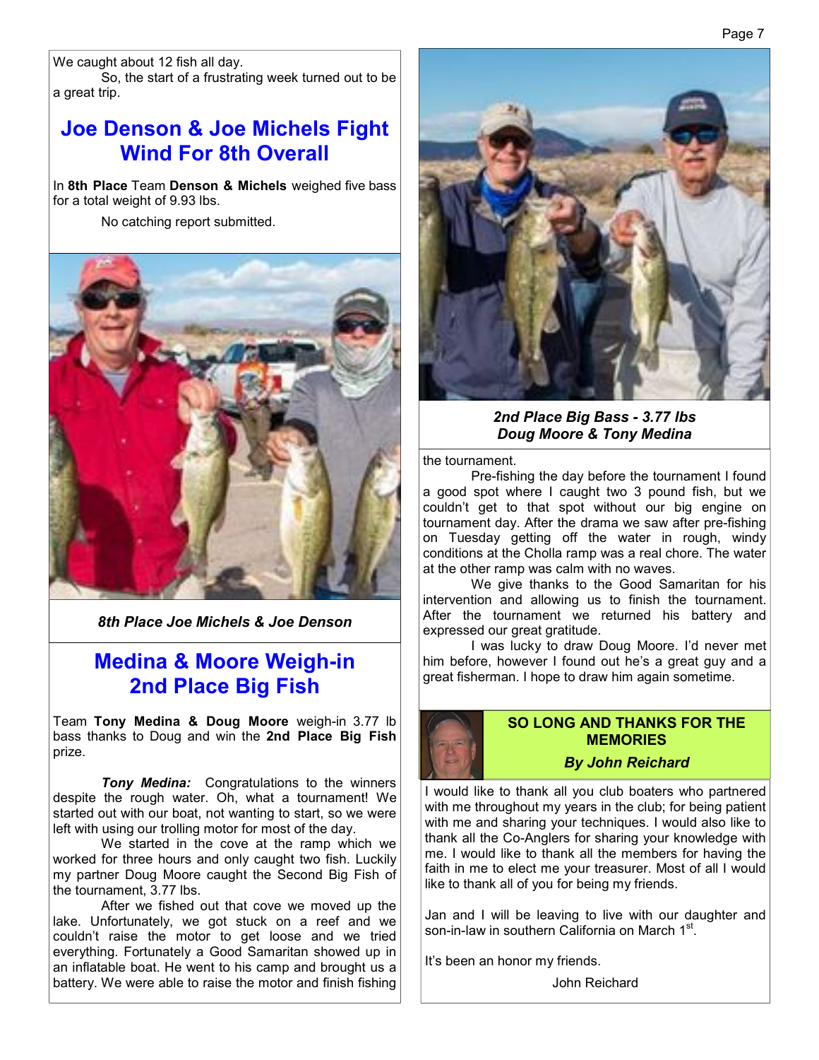We caught about 12 fish all day.

So, the start of a frustrating week turned out to be a great trip.

## Joe Denson & Joe Michels Fight Wind For 8th Overall

In **8th Place** Team **Denson & Michels** weighed five bass for a total weight of 9.93 lbs.

No catching report submitted.

***8th Place Joe Michels & Joe Denson***

## Medina & Moore Weigh-in 2nd Place Big Fish

Team **Tony Medina & Doug Moore** weigh-in 3.77 lb bass thanks to Doug and win the **2nd Place Big Fish** prize.

***Tony Medina:*** Congratulations to the winners despite the rough water. Oh, what a tournament! We started out with our boat, not wanting to start, so we were left with using our trolling motor for most of the day.

We started in the cove at the ramp which we worked for three hours and only caught two fish. Luckily my partner Doug Moore caught the Second Big Fish of the tournament, 3.77 lbs.

After we fished out that cove we moved up the lake. Unfortunately, we got stuck on a reef and we couldn't raise the motor to get loose and we tried everything. Fortunately a Good Samaritan showed up in an inflatable boat. He went to his camp and brought us a battery. We were able to raise the motor and finish fishing the tournament.

***2nd Place Big Bass - 3.77 lbs***
***Doug Moore & Tony Medina***

Pre-fishing the day before the tournament I found a good spot where I caught two 3 pound fish, but we couldn't get to that spot without our big engine on tournament day. After the drama we saw after pre-fishing on Tuesday getting off the water in rough, windy conditions at the Cholla ramp was a real chore. The water at the other ramp was calm with no waves.

We give thanks to the Good Samaritan for his intervention and allowing us to finish the tournament. After the tournament we returned his battery and expressed our great gratitude.

I was lucky to draw Doug Moore. I'd never met him before, however I found out he's a great guy and a great fisherman. I hope to draw him again sometime.

## SO LONG AND THANKS FOR THE MEMORIES

***By John Reichard***

I would like to thank all you club boaters who partnered with me throughout my years in the club; for being patient with me and sharing your techniques. I would also like to thank all the Co-Anglers for sharing your knowledge with me. I would like to thank all the members for having the faith in me to elect me your treasurer. Most of all I would like to thank all of you for being my friends.

Jan and I will be leaving to live with our daughter and son-in-law in southern California on March 1st.

It's been an honor my friends.

John Reichard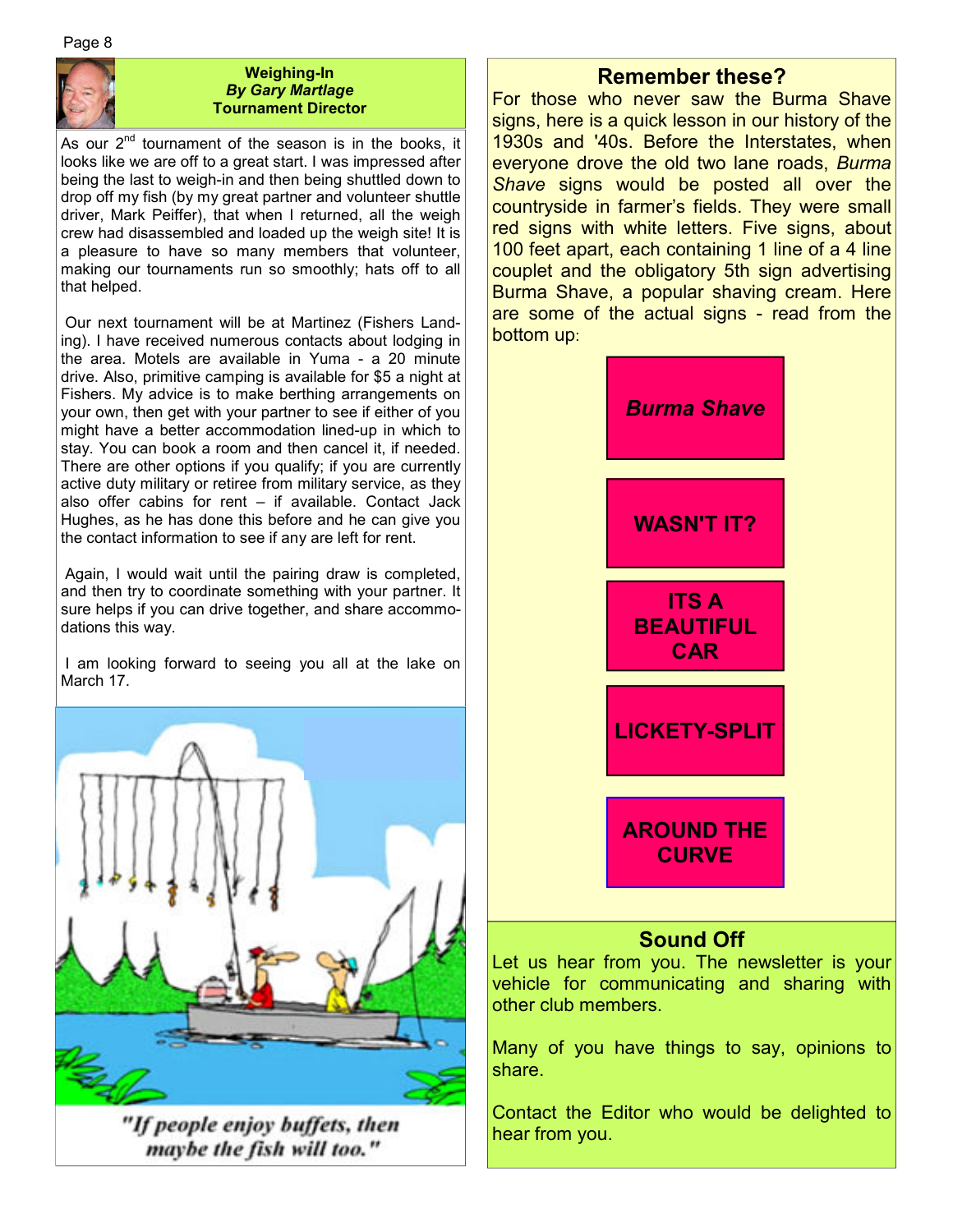## Weighing-In

***By Gary Martlage***

**Tournament Director**

As our 2nd tournament of the season is in the books, it looks like we are off to a great start. I was impressed after being the last to weigh-in and then being shuttled down to drop off my fish (by my great partner and volunteer shuttle driver, Mark Peiffer), that when I returned, all the weigh crew had disassembled and loaded up the weigh site! It is a pleasure to have so many members that volunteer, making our tournaments run so smoothly; hats off to all that helped.

Our next tournament will be at Martinez (Fishers Landing). I have received numerous contacts about lodging in the area. Motels are available in Yuma - a 20 minute drive. Also, primitive camping is available for $5 a night at Fishers. My advice is to make berthing arrangements on your own, then get with your partner to see if either of you might have a better accommodation lined-up in which to stay. You can book a room and then cancel it, if needed. There are other options if you qualify; if you are currently active duty military or retiree from military service, as they also offer cabins for rent – if available. Contact Jack Hughes, as he has done this before and he can give you the contact information to see if any are left for rent.

Again, I would wait until the pairing draw is completed, and then try to coordinate something with your partner. It sure helps if you can drive together, and share accommodations this way.

I am looking forward to seeing you all at the lake on March 17.

"If people enjoy buffets, then maybe the fish will too."

## Remember these?

For those who never saw the Burma Shave signs, here is a quick lesson in our history of the 1930s and '40s. Before the Interstates, when everyone drove the old two lane roads, *Burma Shave* signs would be posted all over the countryside in farmer's fields. They were small red signs with white letters. Five signs, about 100 feet apart, each containing 1 line of a 4 line couplet and the obligatory 5th sign advertising Burma Shave, a popular shaving cream. Here are some of the actual signs - read from the bottom up:

***Burma Shave***

**WASN'T IT?**

**ITS A BEAUTIFUL CAR**

**LICKETY-SPLIT**

**AROUND THE CURVE**

## Sound Off

Let us hear from you. The newsletter is your vehicle for communicating and sharing with other club members.

Many of you have things to say, opinions to share.

Contact the Editor who would be delighted to hear from you.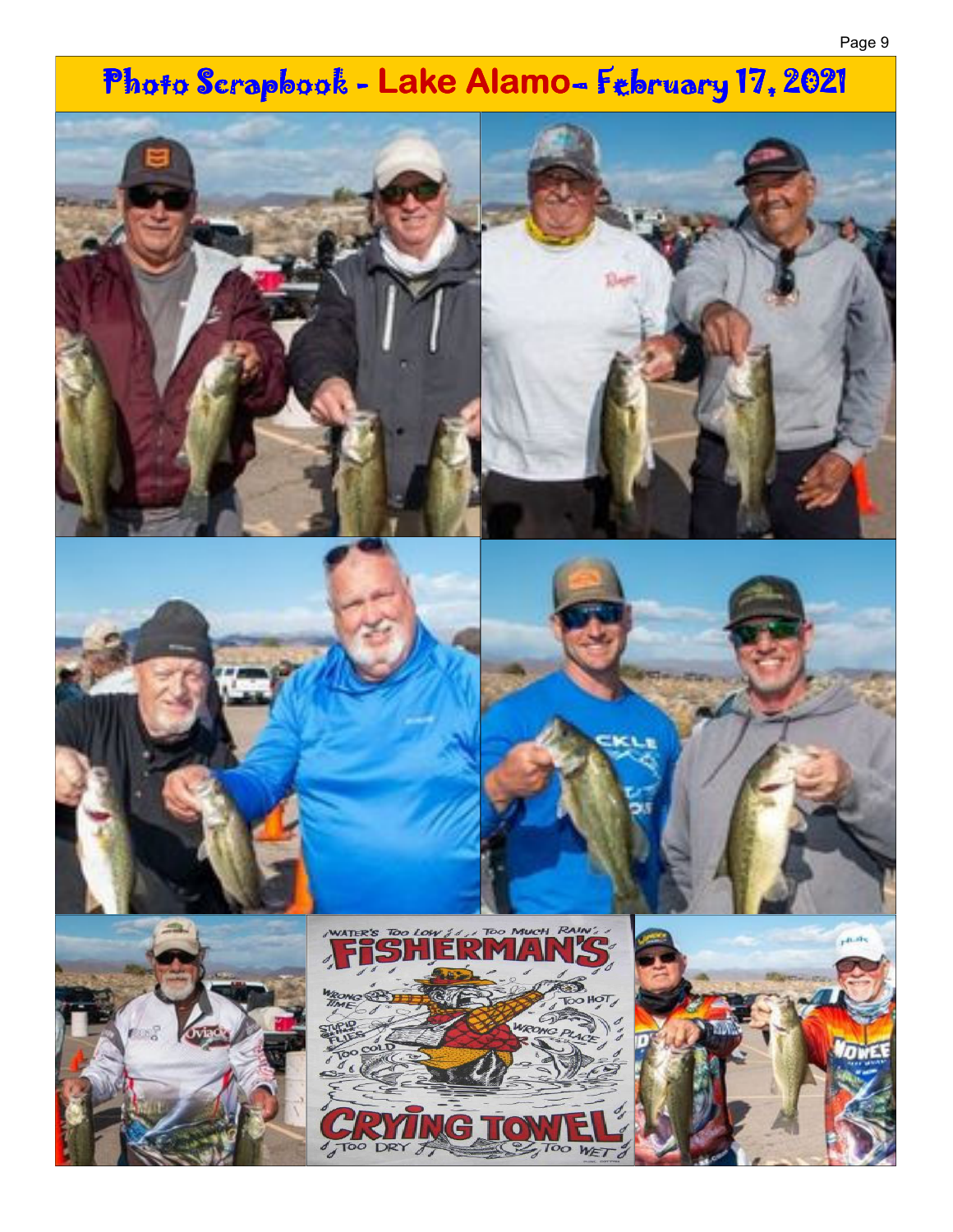# Photo Scrapbook - Lake Alamo- February 17, 2021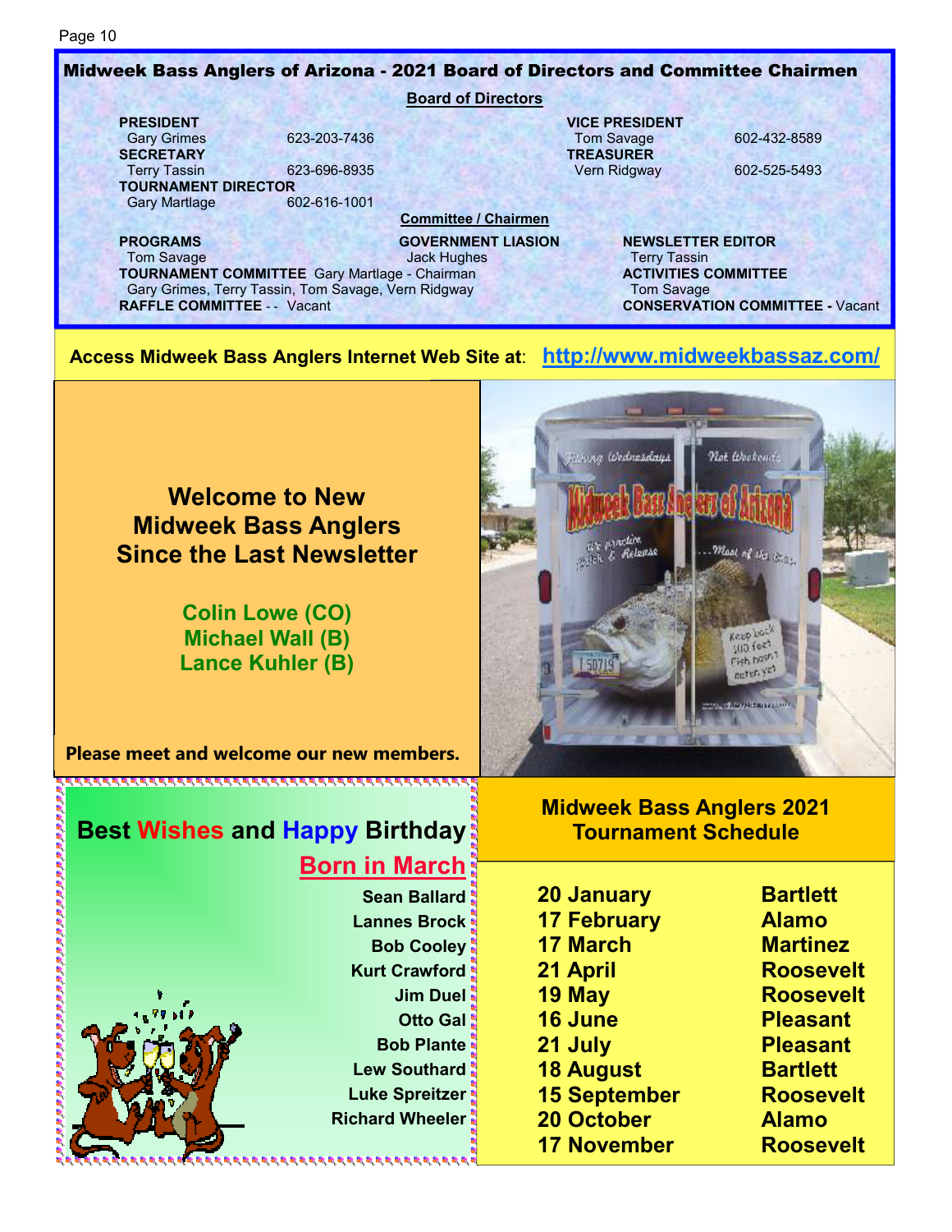## Midweek Bass Anglers of Arizona - 2021 Board of Directors and Committee Chairmen

### Board of Directors

**PRESIDENT**
Gary Grimes 623-203-7436

**VICE PRESIDENT**
Tom Savage 602-432-8589

**SECRETARY**
Terry Tassin 623-696-8935

**TREASURER**
Vern Ridgway 602-525-5493

**TOURNAMENT DIRECTOR**
Gary Martlage 602-616-1001

### Committee / Chairmen

**PROGRAMS**
Tom Savage

**GOVERNMENT LIASION**
Jack Hughes

**NEWSLETTER EDITOR**
Terry Tassin

**TOURNAMENT COMMITTEE** Gary Martlage - Chairman
Gary Grimes, Terry Tassin, Tom Savage, Vern Ridgway

**ACTIVITIES COMMITTEE**
Tom Savage

**RAFFLE COMMITTEE** - - Vacant

**CONSERVATION COMMITTEE** - Vacant

**Access Midweek Bass Anglers Internet Web Site at**: http://www.midweekbassaz.com/

## Welcome to New Midweek Bass Anglers Since the Last Newsletter

**Colin Lowe (CO)**
**Michael Wall (B)**
**Lance Kuhler (B)**

**Please meet and welcome our new members.**

## Best Wishes and Happy Birthday

### Born in March

Sean Ballard
Lannes Brock
Bob Cooley
Kurt Crawford
Jim Duel
Otto Gal
Bob Plante
Lew Southard
Luke Spreitzer
Richard Wheeler

## Midweek Bass Anglers 2021 Tournament Schedule

| | |
|---|---|
| 20 January | Bartlett |
| 17 February | Alamo |
| 17 March | Martinez |
| 21 April | Roosevelt |
| 19 May | Roosevelt |
| 16 June | Pleasant |
| 21 July | Pleasant |
| 18 August | Bartlett |
| 15 September | Roosevelt |
| 20 October | Alamo |
| 17 November | Roosevelt |